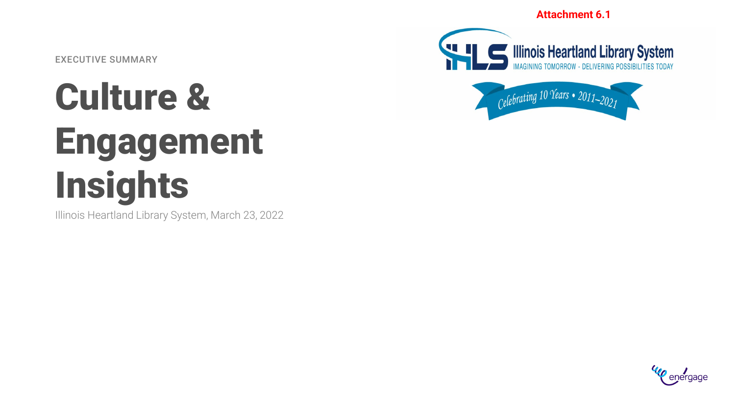**Attachment 6.1**

Illinois Heartland Library System

IMAGINING TOMORROW - DELIVERING POSSIBILITIES TODAY

Celebrating 10 Years • 2011–2021

EXECUTIVE SUMMARY

# Culture & Engagement Insights

Illinois Heartland Library System, March 23, 2022

energage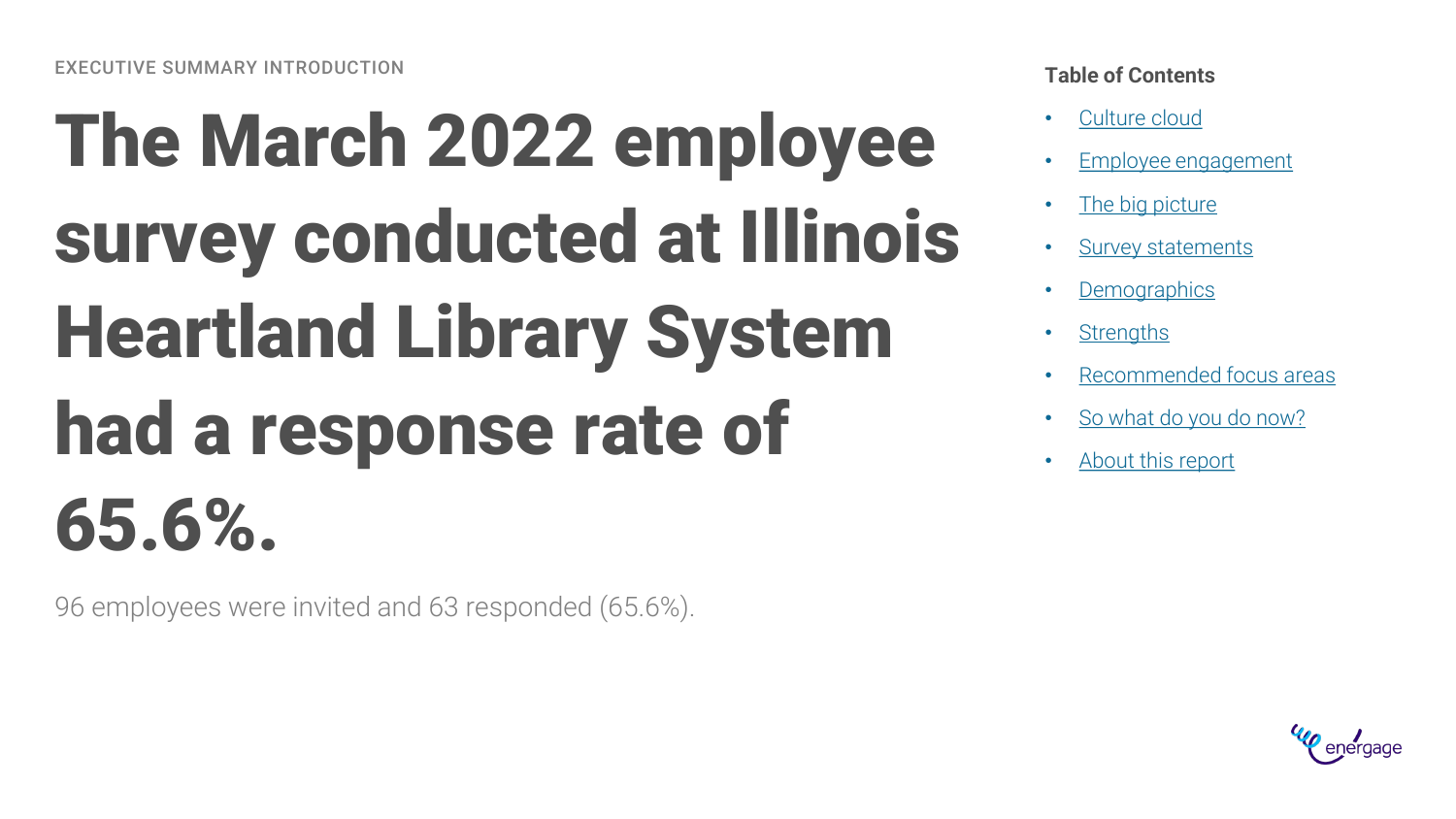EXECUTIVE SUMMARY INTRODUCTION

# The March 2022 employee survey conducted at Illinois Heartland Library System had a response rate of 65.6%.

96 employees were invited and 63 responded (65.6%).

**Table of Contents**

- Culture cloud
- Employee engagement
- The big picture
- Survey statements
- Demographics
- Strengths
- Recommended focus areas
- So what do you do now?
- About this report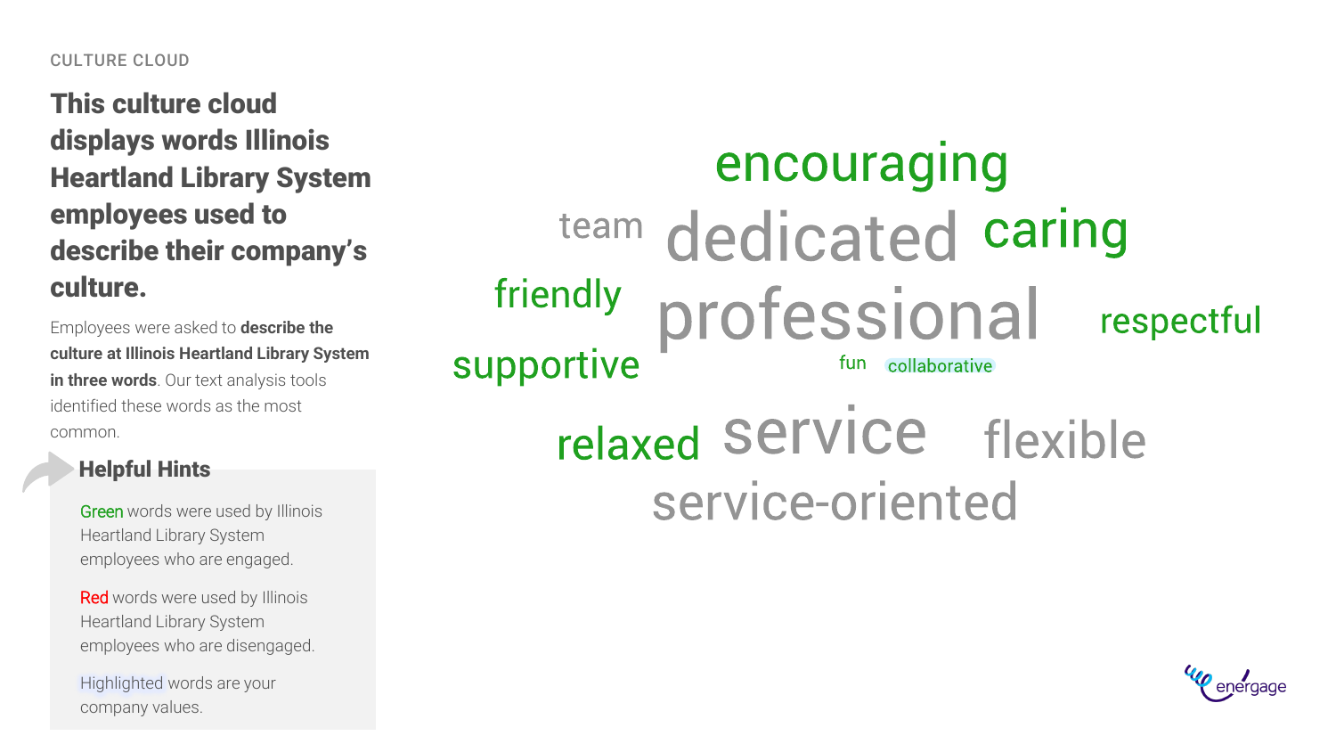CULTURE CLOUD

## This culture cloud displays words Illinois Heartland Library System employees used to describe their company's culture.

Employees were asked to **describe the culture at Illinois Heartland Library System in three words**. Our text analysis tools identified these words as the most common.

### Helpful Hints

Green words were used by Illinois Heartland Library System employees who are engaged.

Red words were used by Illinois Heartland Library System employees who are disengaged.

Highlighted words are your company values.

encouraging

team dedicated caring

friendly professional respectful

supportive fun collaborative

relaxed service flexible

service-oriented

energage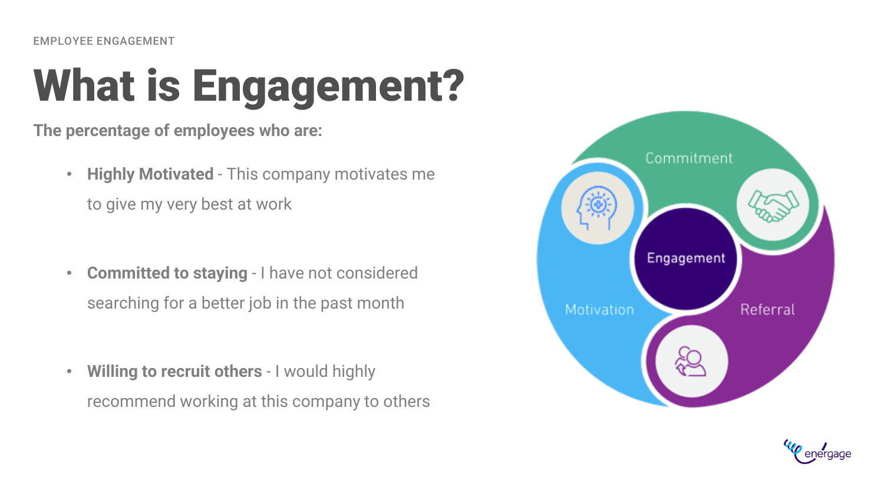EMPLOYEE ENGAGEMENT

# What is Engagement?

**The percentage of employees who are:**

- **Highly Motivated** - This company motivates me to give my very best at work
- **Committed to staying** - I have not considered searching for a better job in the past month
- **Willing to recruit others** - I would highly recommend working at this company to others

Commitment

Engagement

Motivation

Referral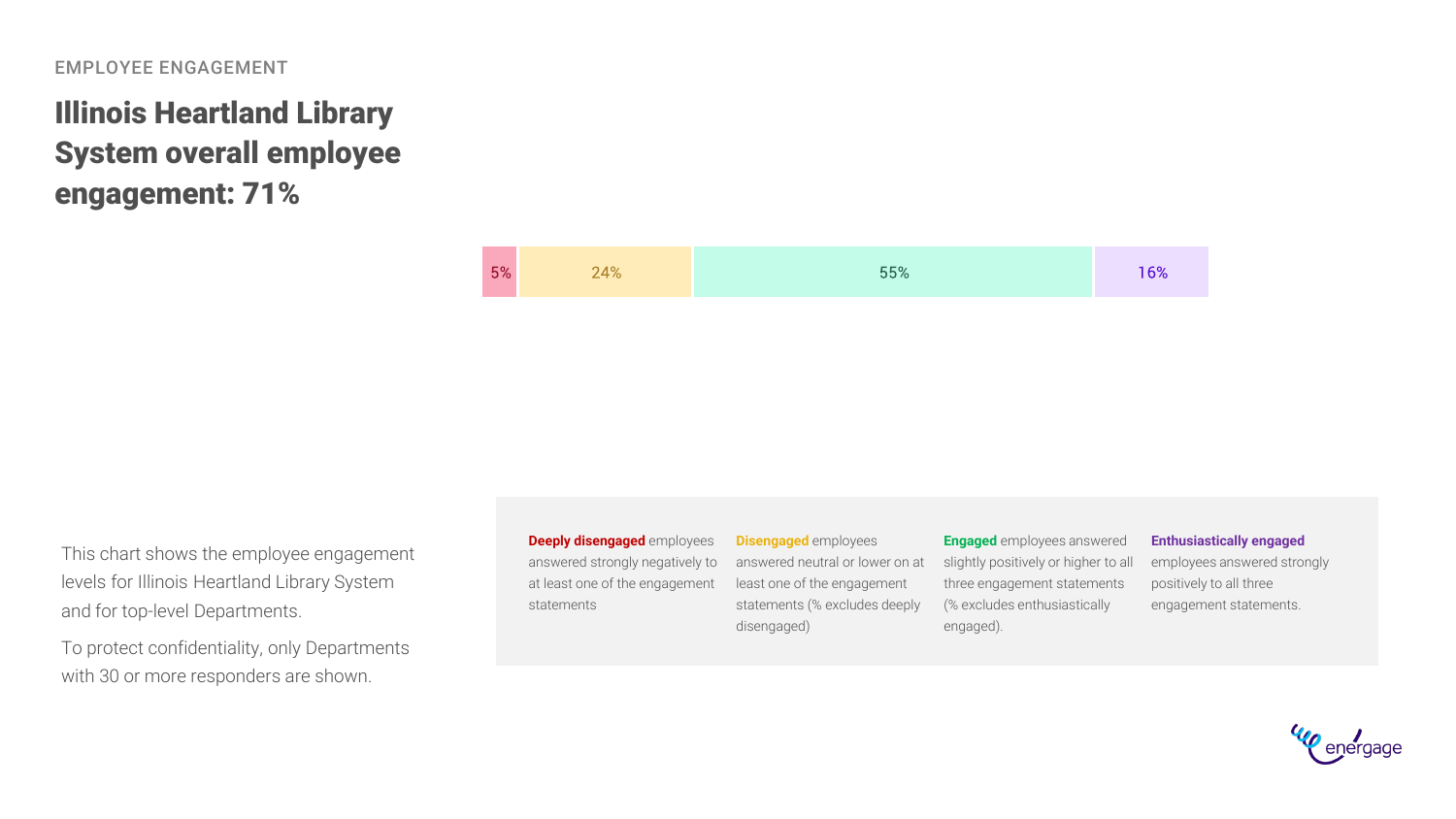EMPLOYEE ENGAGEMENT

# Illinois Heartland Library System overall employee engagement: 71%

5%

24%

55%

16%

This chart shows the employee engagement levels for Illinois Heartland Library System and for top-level Departments.

To protect confidentiality, only Departments with 30 or more responders are shown.

**Deeply disengaged** employees answered strongly negatively to at least one of the engagement statements

**Disengaged** employees answered neutral or lower on at least one of the engagement statements (% excludes deeply disengaged)

**Engaged** employees answered slightly positively or higher to all three engagement statements (% excludes enthusiastically engaged).

**Enthusiastically engaged** employees answered strongly positively to all three engagement statements.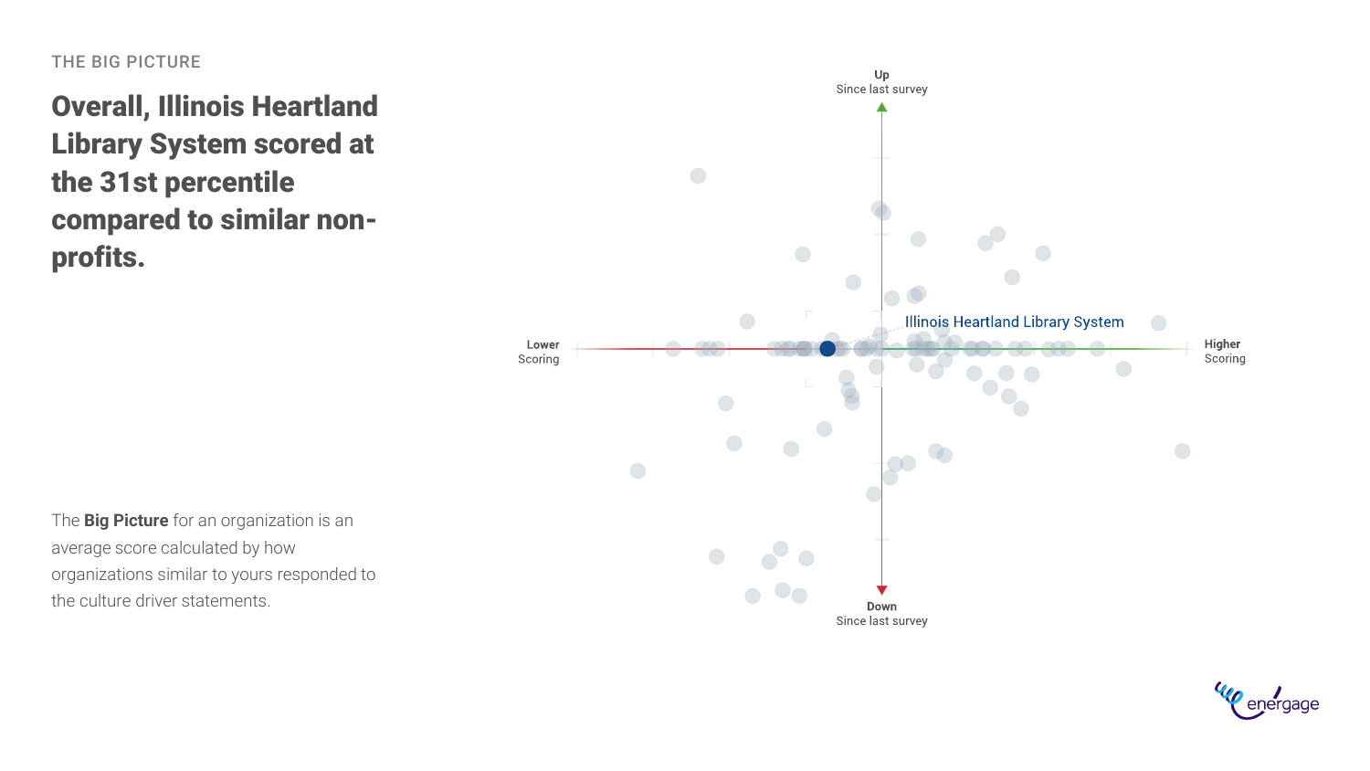THE BIG PICTURE

## Overall, Illinois Heartland Library System scored at the 31st percentile compared to similar non-profits.

Up
Since last survey

Lower
Scoring

Illinois Heartland Library System

Higher
Scoring

Down
Since last survey

The **Big Picture** for an organization is an average score calculated by how organizations similar to yours responded to the culture driver statements.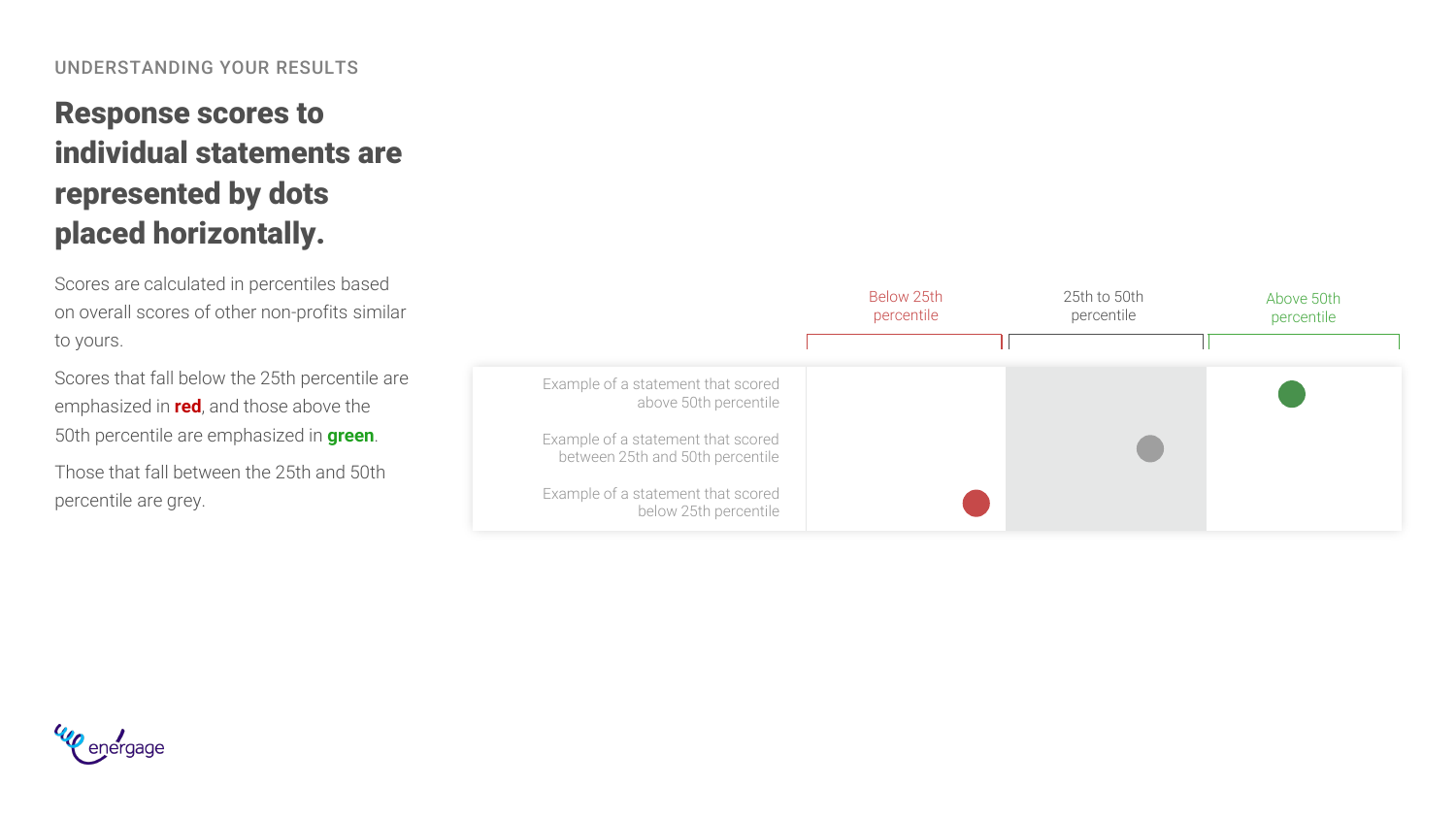UNDERSTANDING YOUR RESULTS

# Response scores to individual statements are represented by dots placed horizontally.

Scores are calculated in percentiles based on overall scores of other non-profits similar to yours.

Scores that fall below the 25th percentile are emphasized in **red**, and those above the 50th percentile are emphasized in **green**.

Those that fall between the 25th and 50th percentile are grey.

Below 25th percentile

25th to 50th percentile

Above 50th percentile

Example of a statement that scored above 50th percentile

Example of a statement that scored between 25th and 50th percentile

Example of a statement that scored below 25th percentile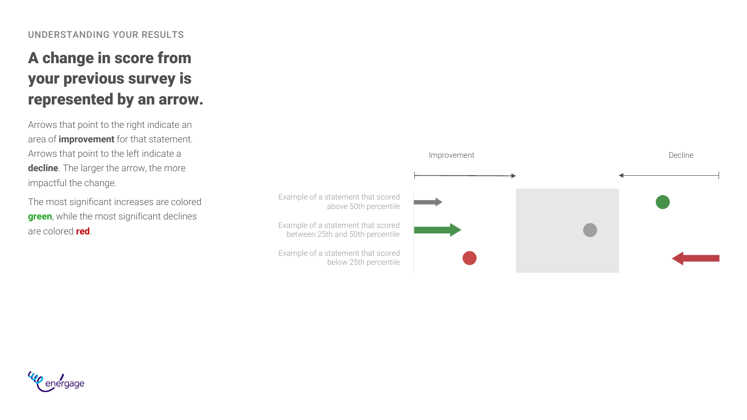UNDERSTANDING YOUR RESULTS

# A change in score from your previous survey is represented by an arrow.

Arrows that point to the right indicate an area of **improvement** for that statement. Arrows that point to the left indicate a **decline**. The larger the arrow, the more impactful the change.

The most significant increases are colored **green**, while the most significant declines are colored **red**.

Improvement

Decline

Example of a statement that scored above 50th percentile

Example of a statement that scored between 25th and 50th percentile

Example of a statement that scored below 25th percentile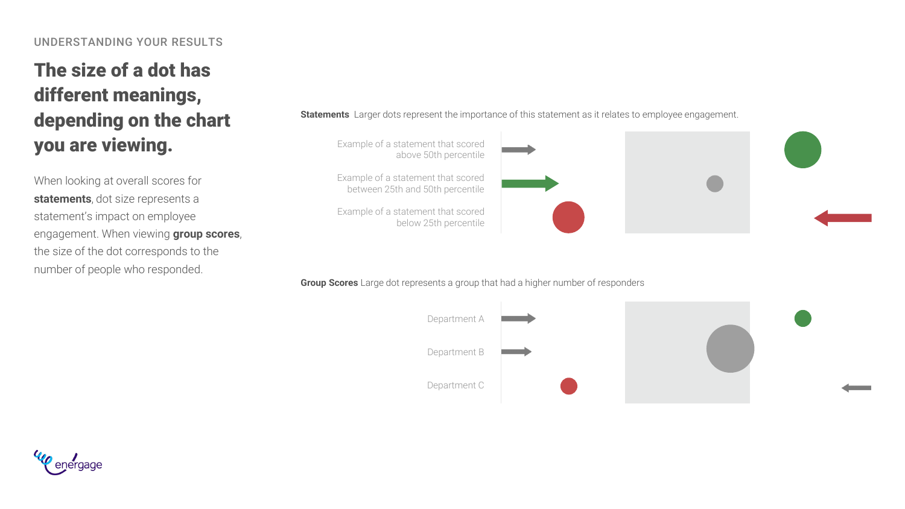UNDERSTANDING YOUR RESULTS

# The size of a dot has different meanings, depending on the chart you are viewing.

When looking at overall scores for **statements**, dot size represents a statement's impact on employee engagement. When viewing **group scores**, the size of the dot corresponds to the number of people who responded.

**Statements** Larger dots represent the importance of this statement as it relates to employee engagement.

Example of a statement that scored above 50th percentile

Example of a statement that scored between 25th and 50th percentile

Example of a statement that scored below 25th percentile

**Group Scores** Large dot represents a group that had a higher number of responders

Department A

Department B

Department C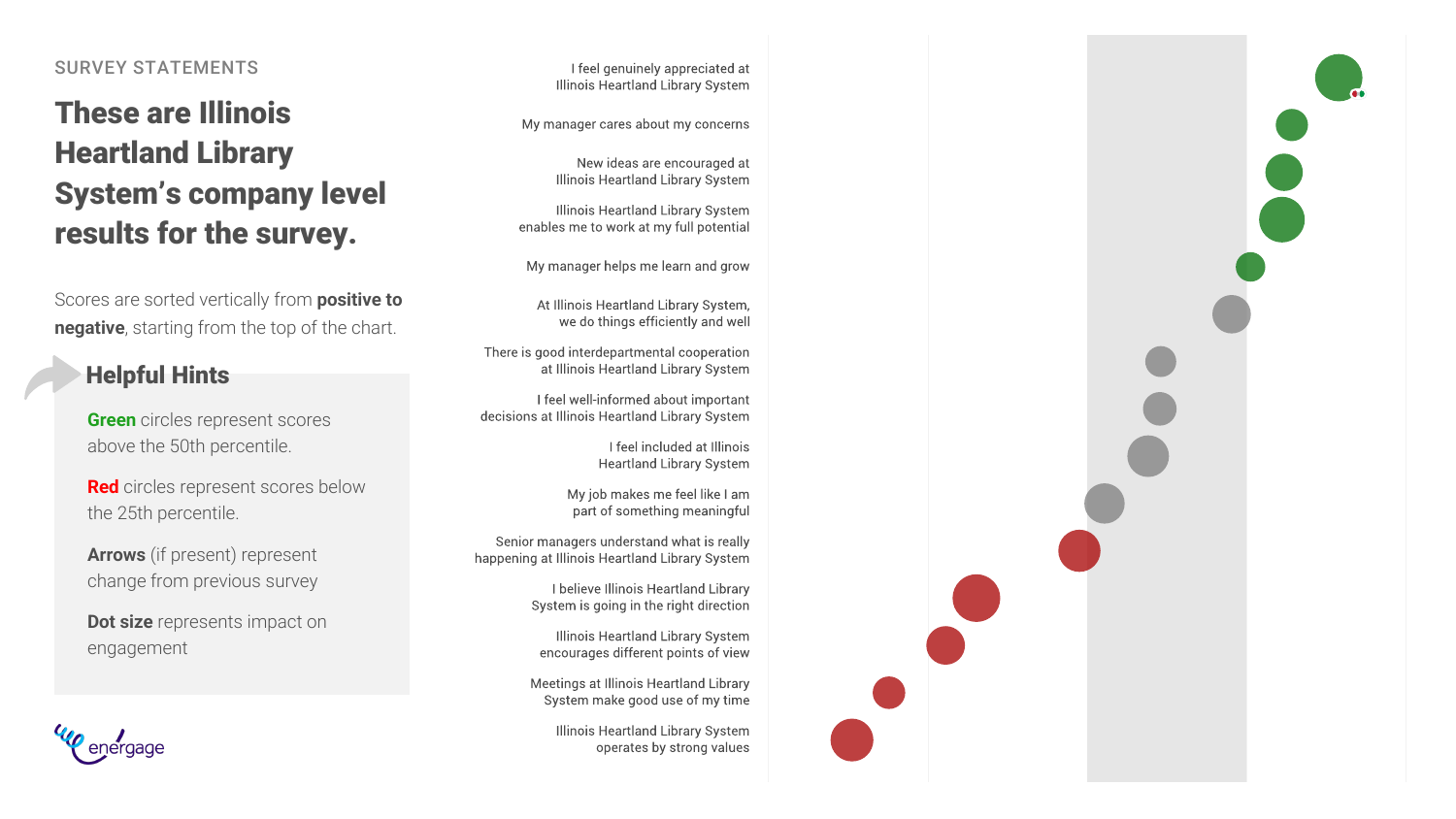SURVEY STATEMENTS

# These are Illinois Heartland Library System's company level results for the survey.

Scores are sorted vertically from **positive to negative**, starting from the top of the chart.

## Helpful Hints

**Green** circles represent scores above the 50th percentile.

**Red** circles represent scores below the 25th percentile.

**Arrows** (if present) represent change from previous survey

**Dot size** represents impact on engagement

energage

I feel genuinely appreciated at Illinois Heartland Library System

My manager cares about my concerns

New ideas are encouraged at Illinois Heartland Library System

Illinois Heartland Library System enables me to work at my full potential

My manager helps me learn and grow

At Illinois Heartland Library System, we do things efficiently and well

There is good interdepartmental cooperation at Illinois Heartland Library System

I feel well-informed about important decisions at Illinois Heartland Library System

I feel included at Illinois Heartland Library System

My job makes me feel like I am part of something meaningful

Senior managers understand what is really happening at Illinois Heartland Library System

I believe Illinois Heartland Library System is going in the right direction

Illinois Heartland Library System encourages different points of view

Meetings at Illinois Heartland Library System make good use of my time

Illinois Heartland Library System operates by strong values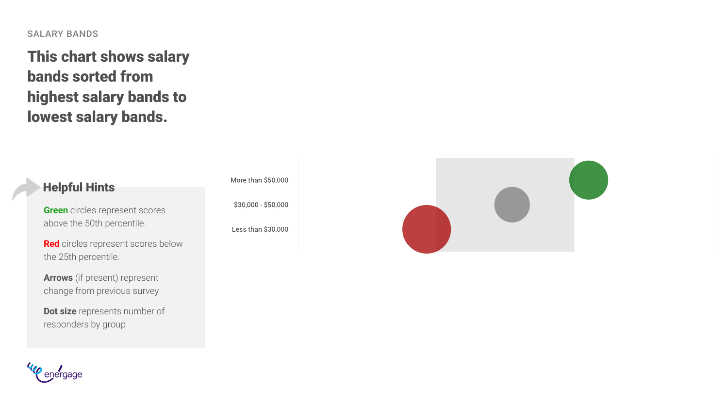SALARY BANDS

# This chart shows salary bands sorted from highest salary bands to lowest salary bands.

## Helpful Hints

**Green** circles represent scores above the 50th percentile.

**Red** circles represent scores below the 25th percentile.

**Arrows** (if present) represent change from previous survey

**Dot size** represents number of responders by group

More than $50,000

$30,000 - $50,000

Less than $30,000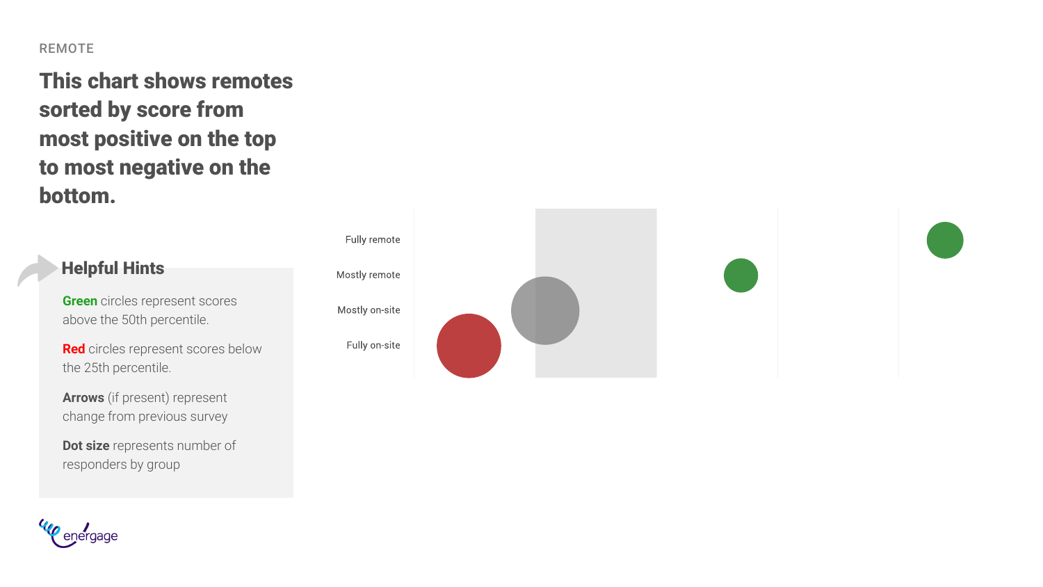REMOTE

# This chart shows remotes sorted by score from most positive on the top to most negative on the bottom.

## Helpful Hints

**Green** circles represent scores above the 50th percentile.

**Red** circles represent scores below the 25th percentile.

**Arrows** (if present) represent change from previous survey

**Dot size** represents number of responders by group

Fully remote

Mostly remote

Mostly on-site

Fully on-site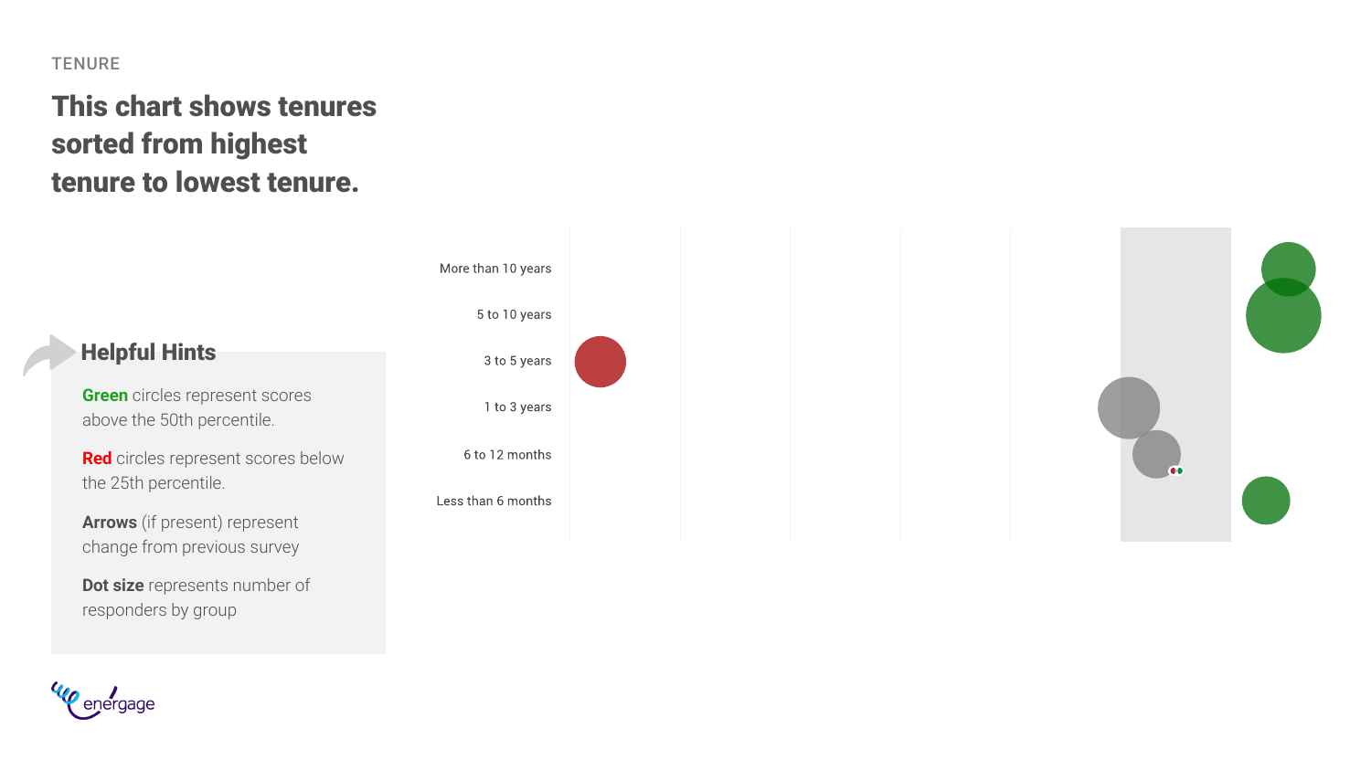TENURE

# This chart shows tenures sorted from highest tenure to lowest tenure.

More than 10 years

5 to 10 years

3 to 5 years

1 to 3 years

6 to 12 months

Less than 6 months

## Helpful Hints

**Green** circles represent scores above the 50th percentile.

**Red** circles represent scores below the 25th percentile.

**Arrows** (if present) represent change from previous survey

**Dot size** represents number of responders by group

energage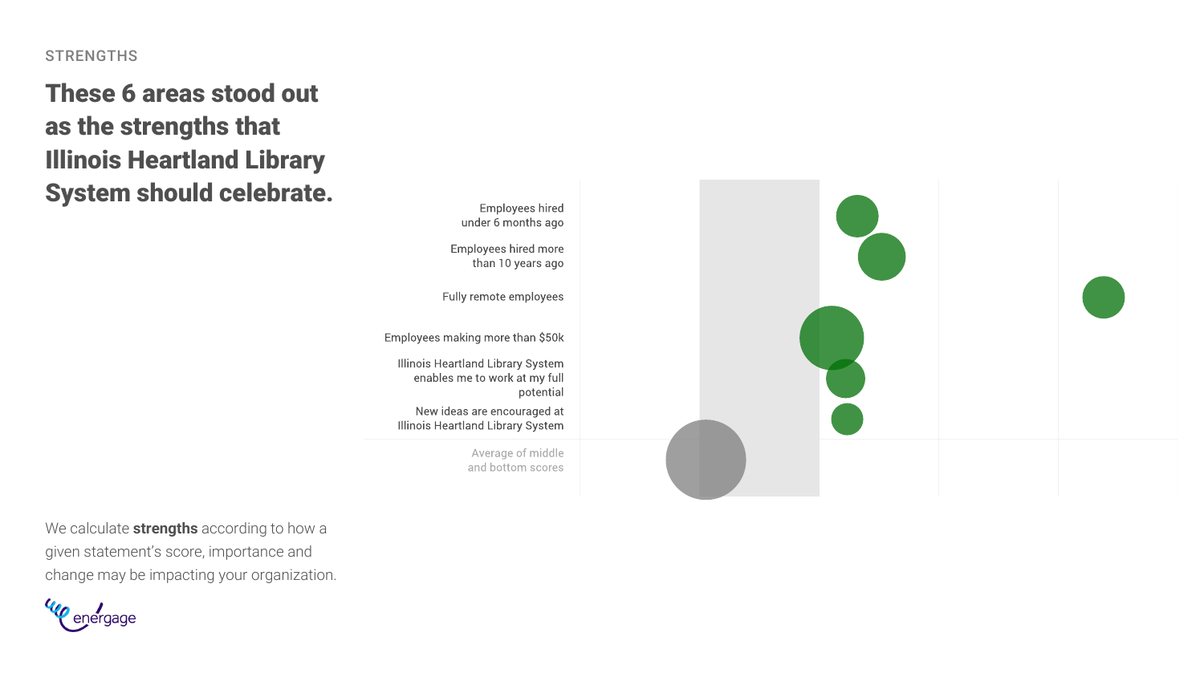STRENGTHS

# These 6 areas stood out as the strengths that Illinois Heartland Library System should celebrate.

Employees hired under 6 months ago

Employees hired more than 10 years ago

Fully remote employees

Employees making more than $50k

Illinois Heartland Library System enables me to work at my full potential

New ideas are encouraged at Illinois Heartland Library System

Average of middle and bottom scores

We calculate **strengths** according to how a given statement's score, importance and change may be impacting your organization.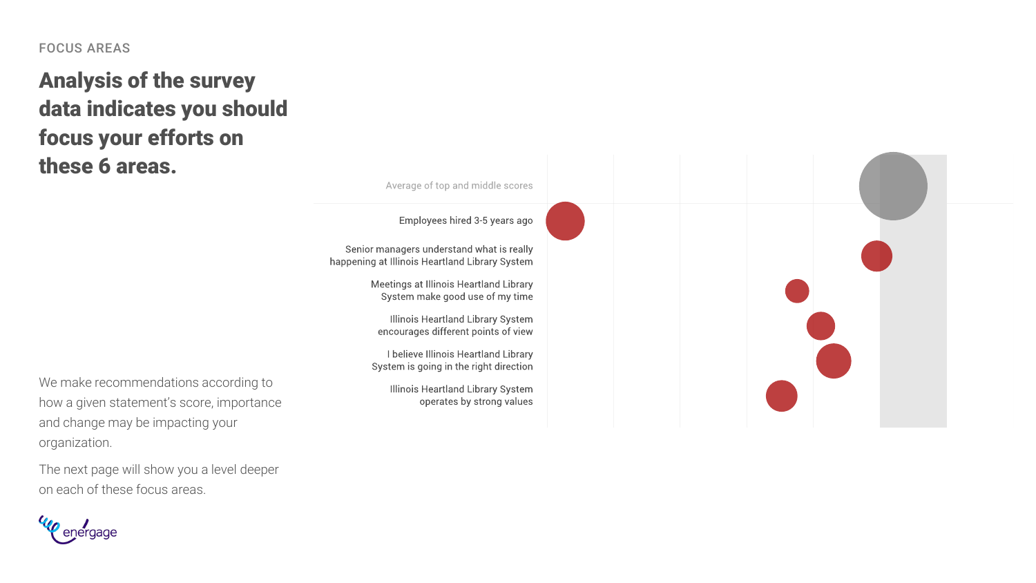FOCUS AREAS

# Analysis of the survey data indicates you should focus your efforts on these 6 areas.

Average of top and middle scores

Employees hired 3-5 years ago

Senior managers understand what is really happening at Illinois Heartland Library System

Meetings at Illinois Heartland Library System make good use of my time

Illinois Heartland Library System encourages different points of view

I believe Illinois Heartland Library System is going in the right direction

Illinois Heartland Library System operates by strong values

We make recommendations according to how a given statement's score, importance and change may be impacting your organization.

The next page will show you a level deeper on each of these focus areas.

energage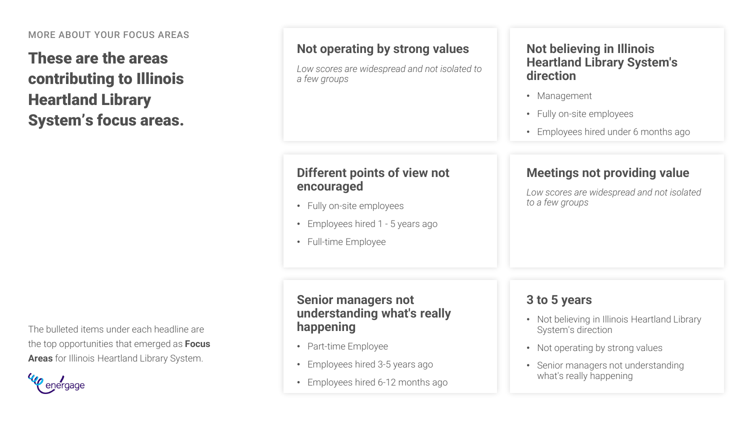MORE ABOUT YOUR FOCUS AREAS

# These are the areas contributing to Illinois Heartland Library System's focus areas.

The bulleted items under each headline are the top opportunities that emerged as **Focus Areas** for Illinois Heartland Library System.

## Not operating by strong values

*Low scores are widespread and not isolated to a few groups*

## Not believing in Illinois Heartland Library System's direction

- Management
- Fully on-site employees
- Employees hired under 6 months ago

## Different points of view not encouraged

- Fully on-site employees
- Employees hired 1 - 5 years ago
- Full-time Employee

## Meetings not providing value

*Low scores are widespread and not isolated to a few groups*

## Senior managers not understanding what's really happening

- Part-time Employee
- Employees hired 3-5 years ago
- Employees hired 6-12 months ago

## 3 to 5 years

- Not believing in Illinois Heartland Library System's direction
- Not operating by strong values
- Senior managers not understanding what's really happening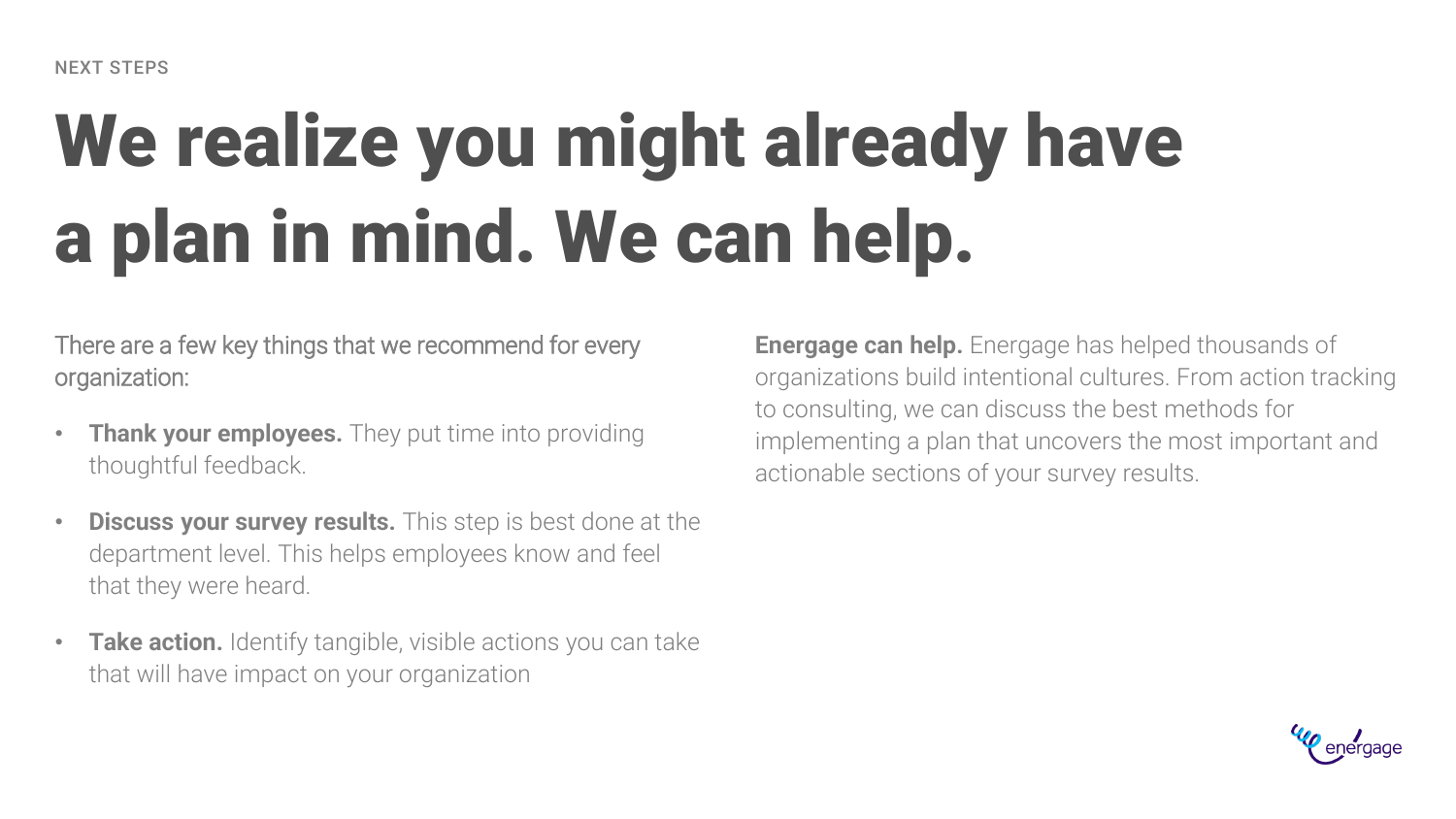NEXT STEPS

# We realize you might already have a plan in mind. We can help.

There are a few key things that we recommend for every organization:

- **Thank your employees.** They put time into providing thoughtful feedback.
- **Discuss your survey results.** This step is best done at the department level. This helps employees know and feel that they were heard.
- **Take action.** Identify tangible, visible actions you can take that will have impact on your organization

**Energage can help.** Energage has helped thousands of organizations build intentional cultures. From action tracking to consulting, we can discuss the best methods for implementing a plan that uncovers the most important and actionable sections of your survey results.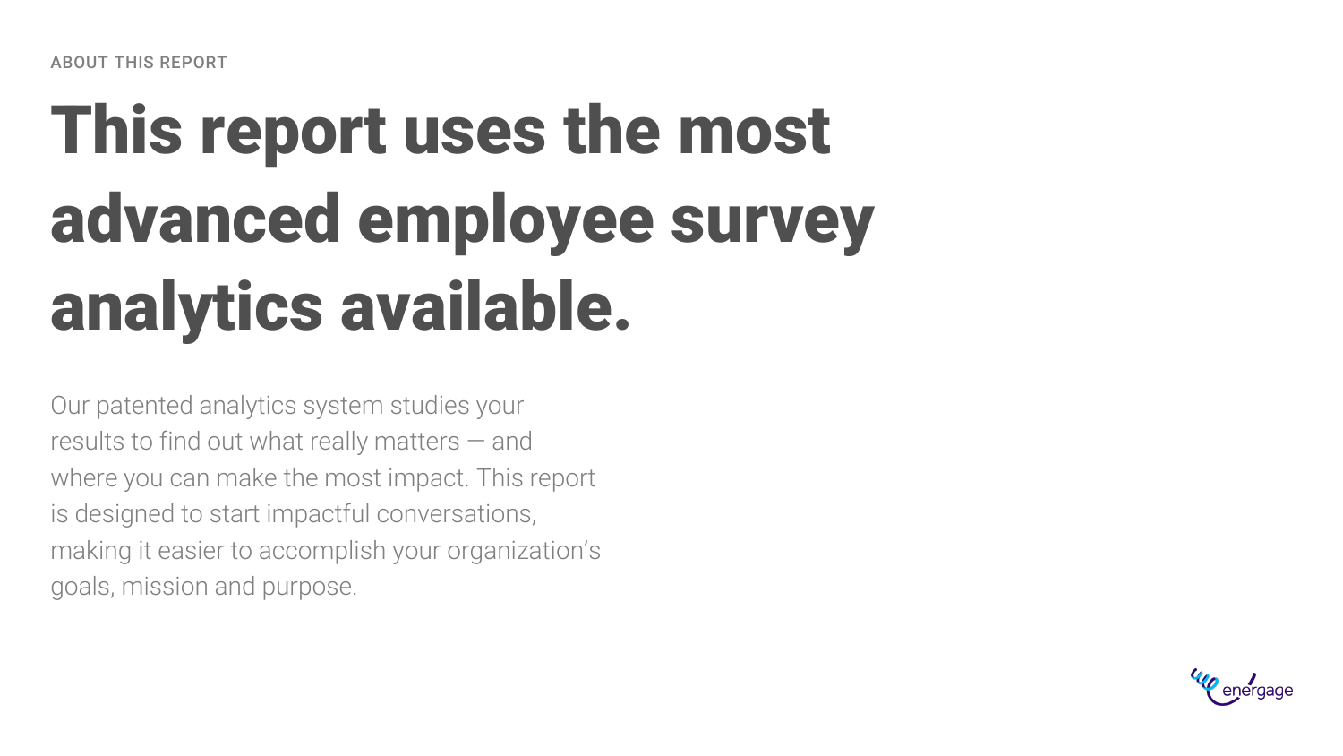ABOUT THIS REPORT

# This report uses the most advanced employee survey analytics available.

Our patented analytics system studies your results to find out what really matters — and where you can make the most impact. This report is designed to start impactful conversations, making it easier to accomplish your organization's goals, mission and purpose.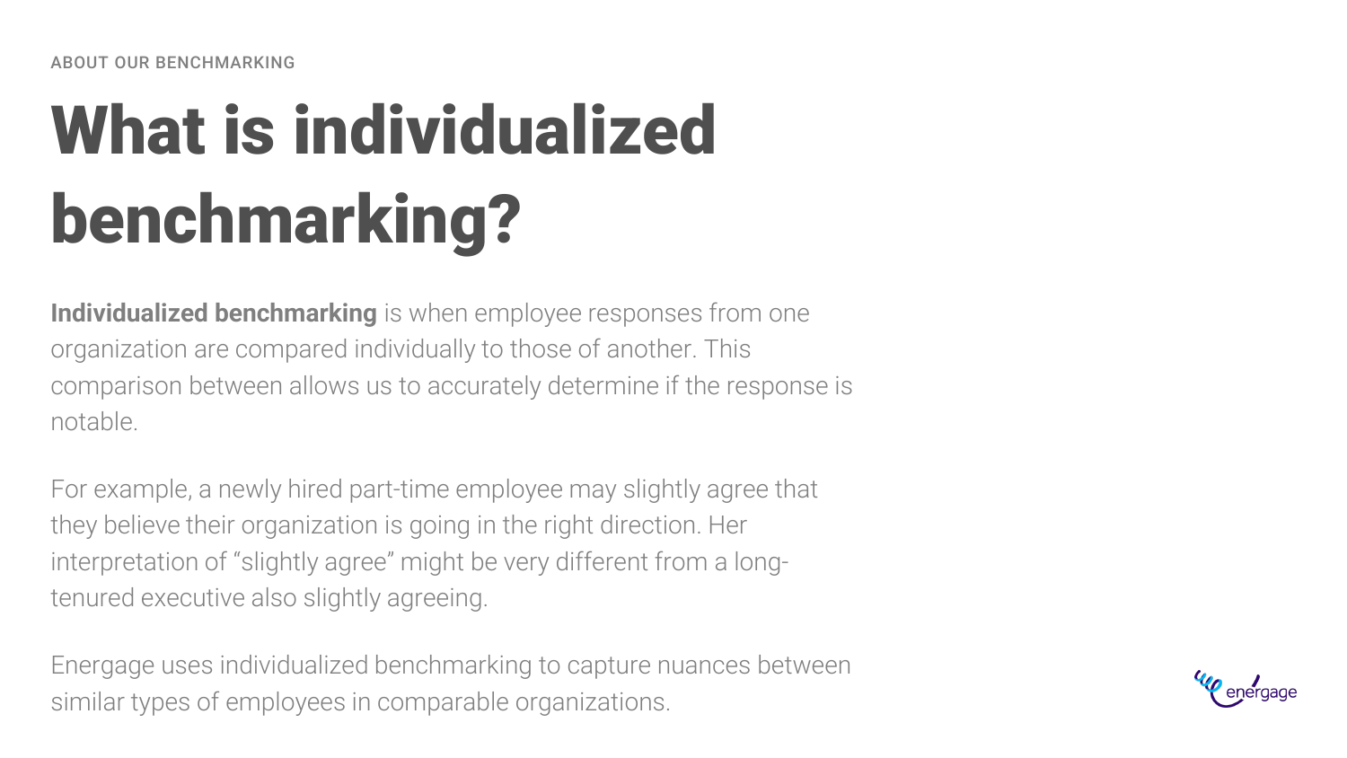ABOUT OUR BENCHMARKING

# What is individualized benchmarking?

**Individualized benchmarking** is when employee responses from one organization are compared individually to those of another. This comparison between allows us to accurately determine if the response is notable.

For example, a newly hired part-time employee may slightly agree that they believe their organization is going in the right direction. Her interpretation of “slightly agree” might be very different from a long-tenured executive also slightly agreeing.

Energage uses individualized benchmarking to capture nuances between similar types of employees in comparable organizations.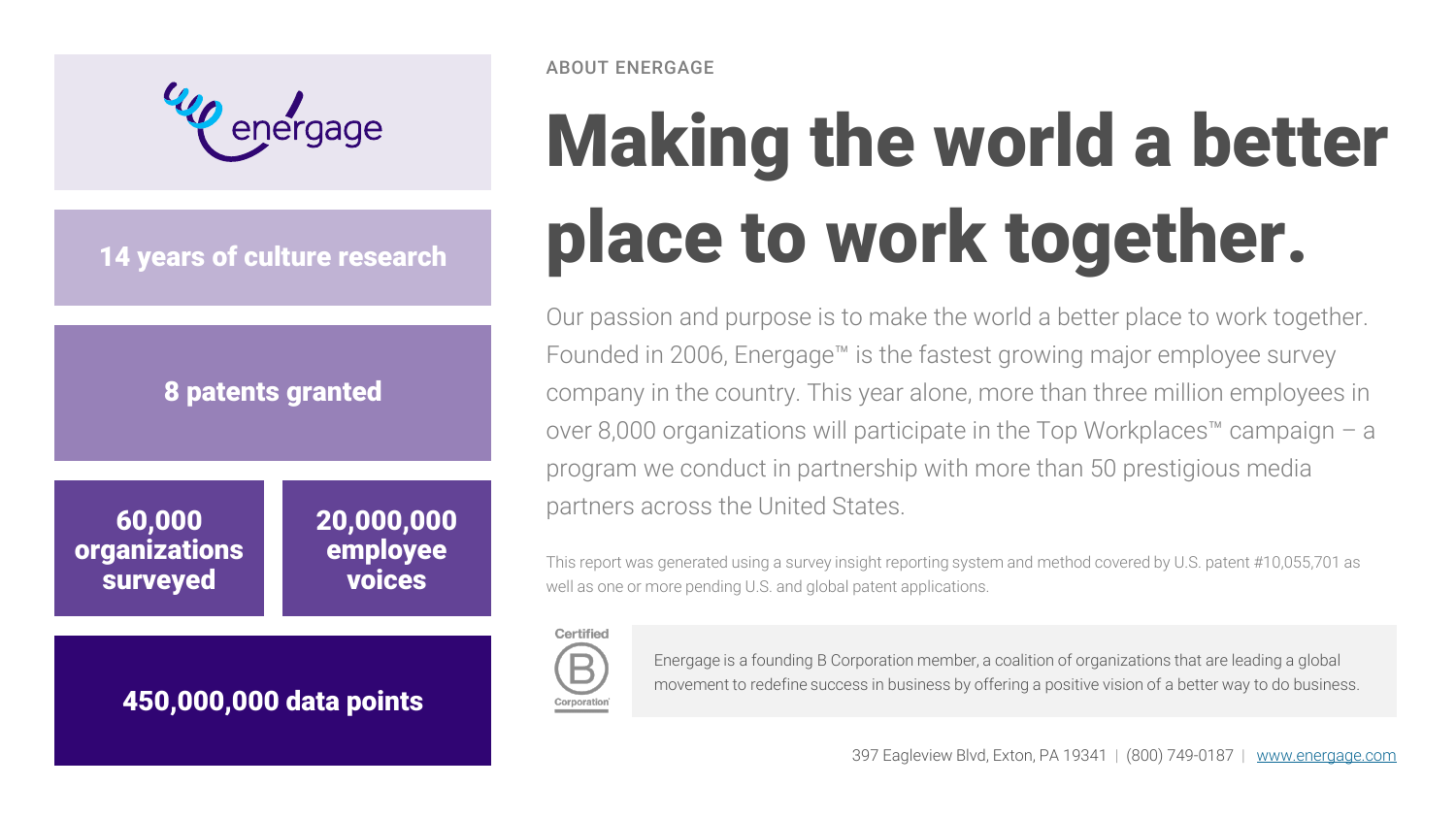energage

**14 years of culture research**

**8 patents granted**

**60,000 organizations surveyed**

**20,000,000 employee voices**

**450,000,000 data points**

ABOUT ENERGAGE

# Making the world a better place to work together.

Our passion and purpose is to make the world a better place to work together. Founded in 2006, Energage™ is the fastest growing major employee survey company in the country. This year alone, more than three million employees in over 8,000 organizations will participate in the Top Workplaces™ campaign – a program we conduct in partnership with more than 50 prestigious media partners across the United States.

This report was generated using a survey insight reporting system and method covered by U.S. patent #10,055,701 as well as one or more pending U.S. and global patent applications.

Certified B Corporation

Energage is a founding B Corporation member, a coalition of organizations that are leading a global movement to redefine success in business by offering a positive vision of a better way to do business.

397 Eagleview Blvd, Exton, PA 19341 | (800) 749-0187 | www.energage.com